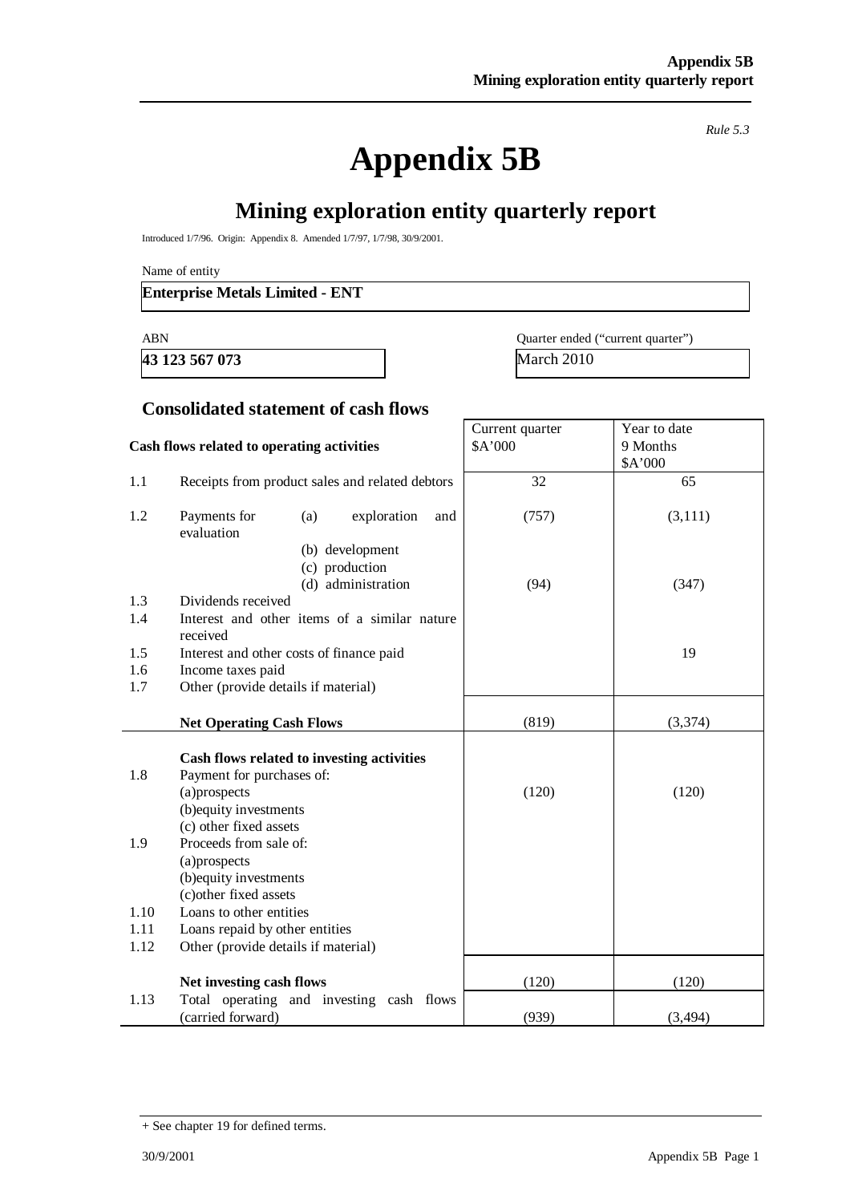*Rule 5.3*

# Appendix 5B

## Mining exploration entity quarterly report

Introduced 1/7/96. Origin: Appendix 8. Amended 1/7/97, 1/7/98, 30/9/2001.

Name of entity

**Enterprise Metals Limited - ENT**

| ABN | Quarter ended ("current quarter") |
|---|---|
| **43 123 567 073** | March 2010 |

### Consolidated statement of cash flows

| | **Cash flows related to operating activities** | Current quarter \$A'000 | Year to date 9 Months \$A'000 |
|---|---|---|---|
| 1.1 | Receipts from product sales and related debtors | 32 | 65 |
| 1.2 | Payments for (a) exploration and evaluation | (757) | (3,111) |
| | (b) development | | |
| | (c) production | | |
| | (d) administration | (94) | (347) |
| 1.3 | Dividends received | | |
| 1.4 | Interest and other items of a similar nature received | | |
| 1.5 | Interest and other costs of finance paid | | 19 |
| 1.6 | Income taxes paid | | |
| 1.7 | Other (provide details if material) | | |
| | **Net Operating Cash Flows** | (819) | (3,374) |
| | **Cash flows related to investing activities** | | |
| 1.8 | Payment for purchases of: | | |
| | (a)prospects | (120) | (120) |
| | (b)equity investments | | |
| | (c) other fixed assets | | |
| 1.9 | Proceeds from sale of: | | |
| | (a)prospects | | |
| | (b)equity investments | | |
| | (c)other fixed assets | | |
| 1.10 | Loans to other entities | | |
| 1.11 | Loans repaid by other entities | | |
| 1.12 | Other (provide details if material) | | |
| | **Net investing cash flows** | (120) | (120) |
| 1.13 | Total operating and investing cash flows (carried forward) | (939) | (3,494) |

+ See chapter 19 for defined terms.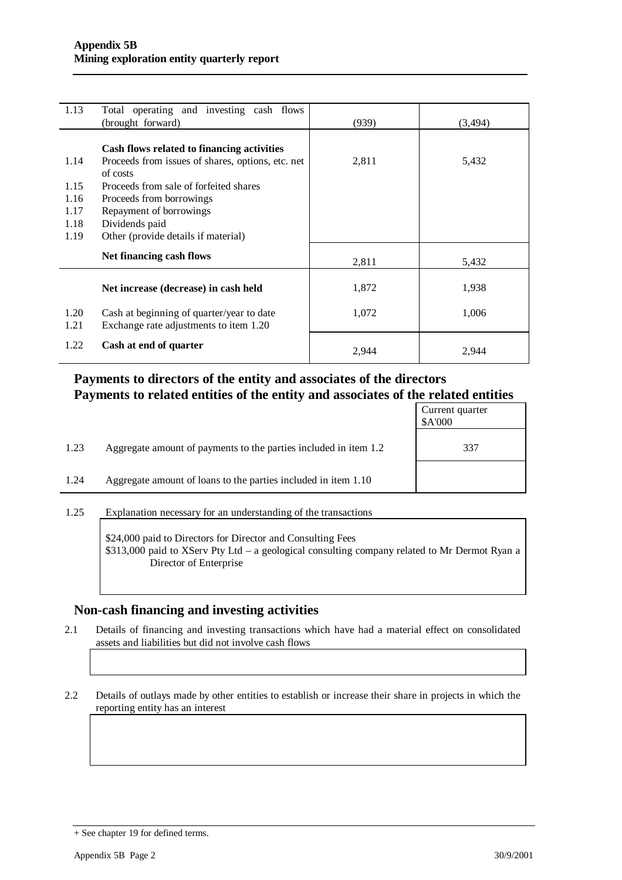| | | | |
|---|---|---|---|
| 1.13 | Total operating and investing cash flows (brought forward) | (939) | (3,494) |
| | **Cash flows related to financing activities** | | |
| 1.14 | Proceeds from issues of shares, options, etc. net of costs | 2,811 | 5,432 |
| 1.15 | Proceeds from sale of forfeited shares | | |
| 1.16 | Proceeds from borrowings | | |
| 1.17 | Repayment of borrowings | | |
| 1.18 | Dividends paid | | |
| 1.19 | Other (provide details if material) | | |
| | **Net financing cash flows** | 2,811 | 5,432 |
| | **Net increase (decrease) in cash held** | 1,872 | 1,938 |
| 1.20 | Cash at beginning of quarter/year to date | 1,072 | 1,006 |
| 1.21 | Exchange rate adjustments to item 1.20 | | |
| 1.22 | **Cash at end of quarter** | 2,944 | 2,944 |

## Payments to directors of the entity and associates of the directors
## Payments to related entities of the entity and associates of the related entities

| | | Current quarter $A'000 |
|---|---|---|
| 1.23 | Aggregate amount of payments to the parties included in item 1.2 | 337 |
| 1.24 | Aggregate amount of loans to the parties included in item 1.10 | |

1.25 Explanation necessary for an understanding of the transactions

$24,000 paid to Directors for Director and Consulting Fees
$313,000 paid to XServ Pty Ltd – a geological consulting company related to Mr Dermot Ryan a Director of Enterprise

## Non-cash financing and investing activities

2.1 Details of financing and investing transactions which have had a material effect on consolidated assets and liabilities but did not involve cash flows

2.2 Details of outlays made by other entities to establish or increase their share in projects in which the reporting entity has an interest

+ See chapter 19 for defined terms.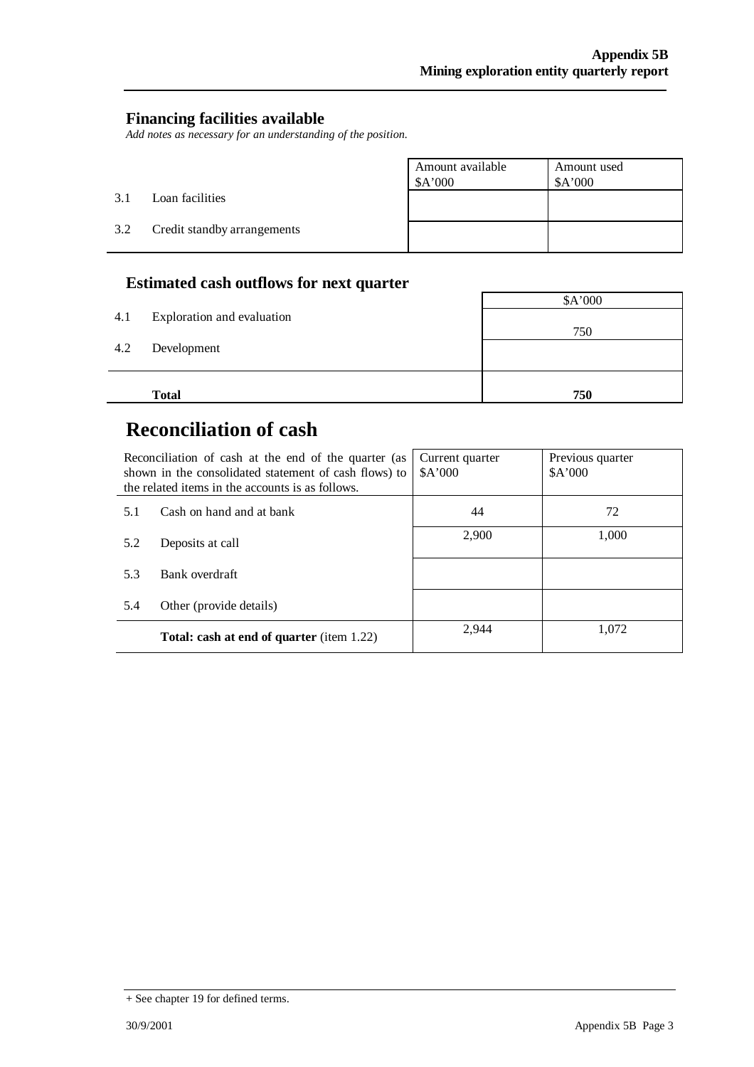## Financing facilities available

*Add notes as necessary for an understanding of the position.*

| | | Amount available $A'000 | Amount used $A'000 |
|---|---|---|---|
| 3.1 | Loan facilities | | |
| 3.2 | Credit standby arrangements | | |

## Estimated cash outflows for next quarter

| | | $A'000 |
|---|---|---|
| 4.1 | Exploration and evaluation | 750 |
| 4.2 | Development | |
| | **Total** | **750** |

# Reconciliation of cash

| Reconciliation of cash at the end of the quarter (as shown in the consolidated statement of cash flows) to the related items in the accounts is as follows. | | Current quarter $A'000 | Previous quarter $A'000 |
|---|---|---|---|
| 5.1 | Cash on hand and at bank | 44 | 72 |
| 5.2 | Deposits at call | 2,900 | 1,000 |
| 5.3 | Bank overdraft | | |
| 5.4 | Other (provide details) | | |
| | **Total: cash at end of quarter** (item 1.22) | 2,944 | 1,072 |

+ See chapter 19 for defined terms.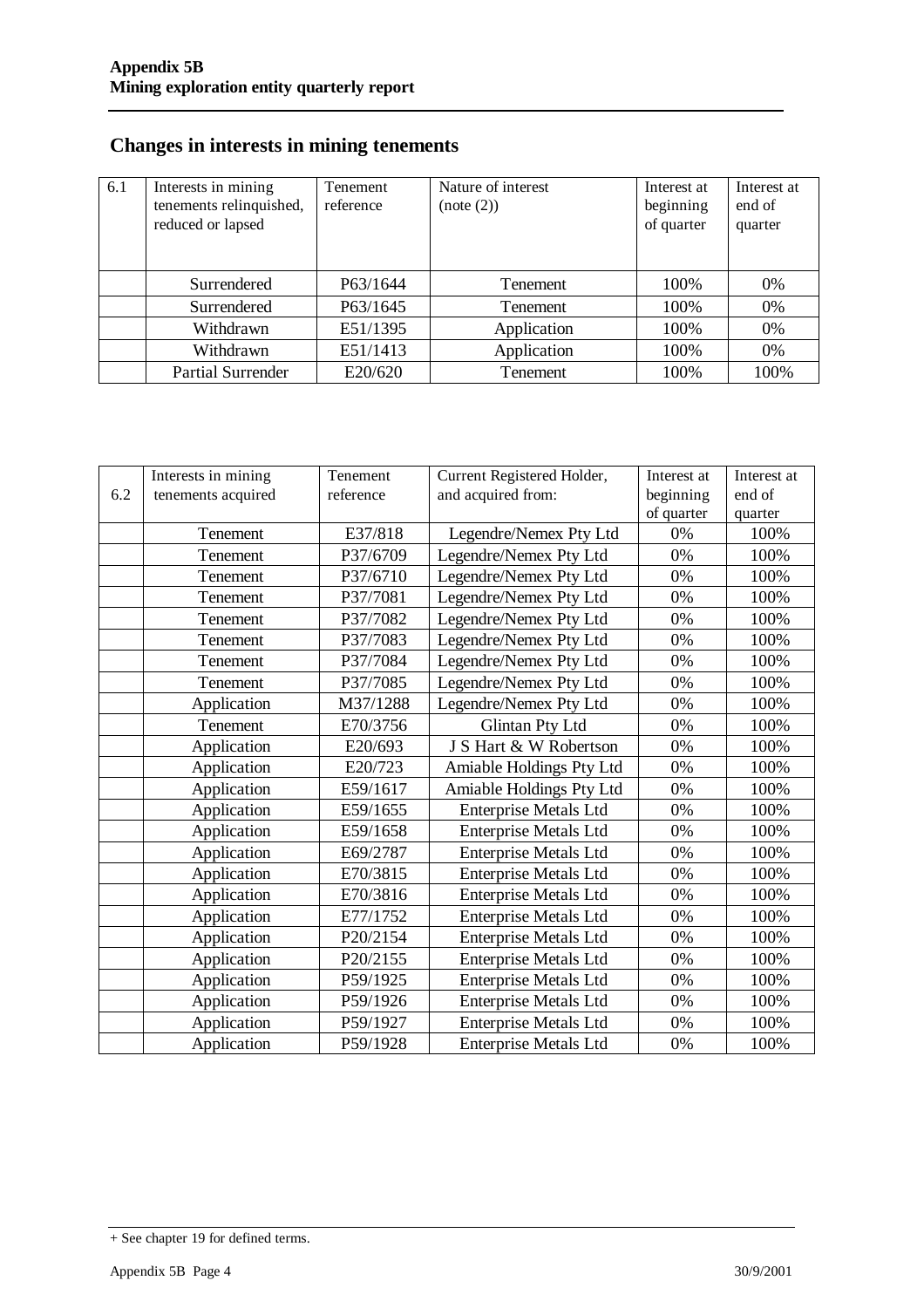## Changes in interests in mining tenements

| 6.1 | Interests in mining tenements relinquished, reduced or lapsed | Tenement reference | Nature of interest (note (2)) | Interest at beginning of quarter | Interest at end of quarter |
|---|---|---|---|---|---|
| | Surrendered | P63/1644 | Tenement | 100% | 0% |
| | Surrendered | P63/1645 | Tenement | 100% | 0% |
| | Withdrawn | E51/1395 | Application | 100% | 0% |
| | Withdrawn | E51/1413 | Application | 100% | 0% |
| | Partial Surrender | E20/620 | Tenement | 100% | 100% |

| 6.2 | Interests in mining tenements acquired | Tenement reference | Current Registered Holder, and acquired from: | Interest at beginning of quarter | Interest at end of quarter |
|---|---|---|---|---|---|
| | Tenement | E37/818 | Legendre/Nemex Pty Ltd | 0% | 100% |
| | Tenement | P37/6709 | Legendre/Nemex Pty Ltd | 0% | 100% |
| | Tenement | P37/6710 | Legendre/Nemex Pty Ltd | 0% | 100% |
| | Tenement | P37/7081 | Legendre/Nemex Pty Ltd | 0% | 100% |
| | Tenement | P37/7082 | Legendre/Nemex Pty Ltd | 0% | 100% |
| | Tenement | P37/7083 | Legendre/Nemex Pty Ltd | 0% | 100% |
| | Tenement | P37/7084 | Legendre/Nemex Pty Ltd | 0% | 100% |
| | Tenement | P37/7085 | Legendre/Nemex Pty Ltd | 0% | 100% |
| | Application | M37/1288 | Legendre/Nemex Pty Ltd | 0% | 100% |
| | Tenement | E70/3756 | Glintan Pty Ltd | 0% | 100% |
| | Application | E20/693 | J S Hart & W Robertson | 0% | 100% |
| | Application | E20/723 | Amiable Holdings Pty Ltd | 0% | 100% |
| | Application | E59/1617 | Amiable Holdings Pty Ltd | 0% | 100% |
| | Application | E59/1655 | Enterprise Metals Ltd | 0% | 100% |
| | Application | E59/1658 | Enterprise Metals Ltd | 0% | 100% |
| | Application | E69/2787 | Enterprise Metals Ltd | 0% | 100% |
| | Application | E70/3815 | Enterprise Metals Ltd | 0% | 100% |
| | Application | E70/3816 | Enterprise Metals Ltd | 0% | 100% |
| | Application | E77/1752 | Enterprise Metals Ltd | 0% | 100% |
| | Application | P20/2154 | Enterprise Metals Ltd | 0% | 100% |
| | Application | P20/2155 | Enterprise Metals Ltd | 0% | 100% |
| | Application | P59/1925 | Enterprise Metals Ltd | 0% | 100% |
| | Application | P59/1926 | Enterprise Metals Ltd | 0% | 100% |
| | Application | P59/1927 | Enterprise Metals Ltd | 0% | 100% |
| | Application | P59/1928 | Enterprise Metals Ltd | 0% | 100% |

+ See chapter 19 for defined terms.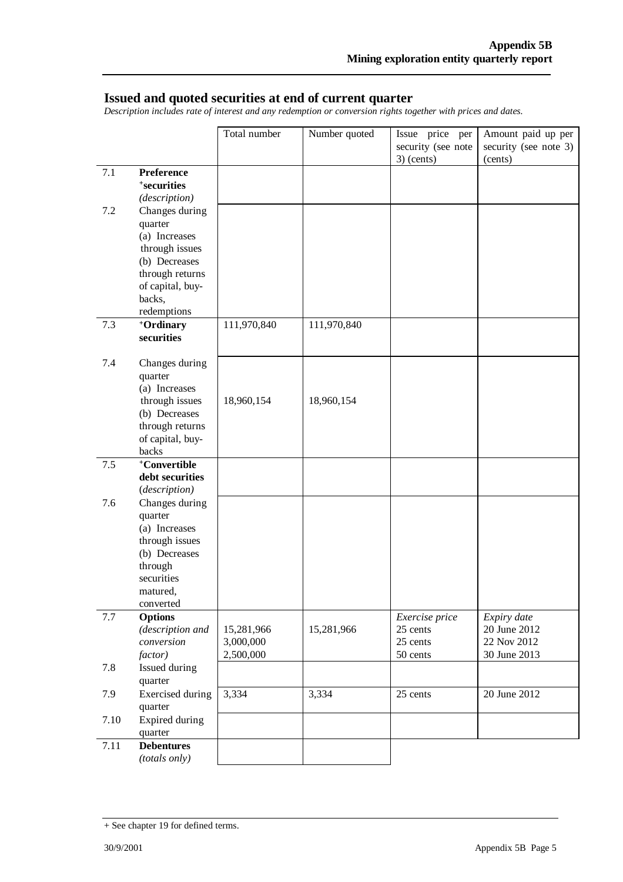## Issued and quoted securities at end of current quarter

*Description includes rate of interest and any redemption or conversion rights together with prices and dates.*

| | | Total number | Number quoted | Issue price per security (see note 3) (cents) | Amount paid up per security (see note 3) (cents) |
|---|---|---|---|---|---|
| 7.1 | **Preference +securities** *(description)* | | | | |
| 7.2 | Changes during quarter (a) Increases through issues (b) Decreases through returns of capital, buy-backs, redemptions | | | | |
| 7.3 | **+Ordinary securities** | 111,970,840 | 111,970,840 | | |
| 7.4 | Changes during quarter (a) Increases through issues (b) Decreases through returns of capital, buy-backs | 18,960,154 | 18,960,154 | | |
| 7.5 | **+Convertible debt securities** *(description)* | | | | |
| 7.6 | Changes during quarter (a) Increases through issues (b) Decreases through securities matured, converted | | | | |
| 7.7 | **Options** *(description and conversion factor)* | 15,281,966<br>3,000,000<br>2,500,000 | 15,281,966 | *Exercise price*<br>25 cents<br>25 cents<br>50 cents | *Expiry date*<br>20 June 2012<br>22 Nov 2012<br>30 June 2013 |
| 7.8 | Issued during quarter | | | | |
| 7.9 | Exercised during quarter | 3,334 | 3,334 | 25 cents | 20 June 2012 |
| 7.10 | Expired during quarter | | | | |
| 7.11 | **Debentures** *(totals only)* | | | | |

+ See chapter 19 for defined terms.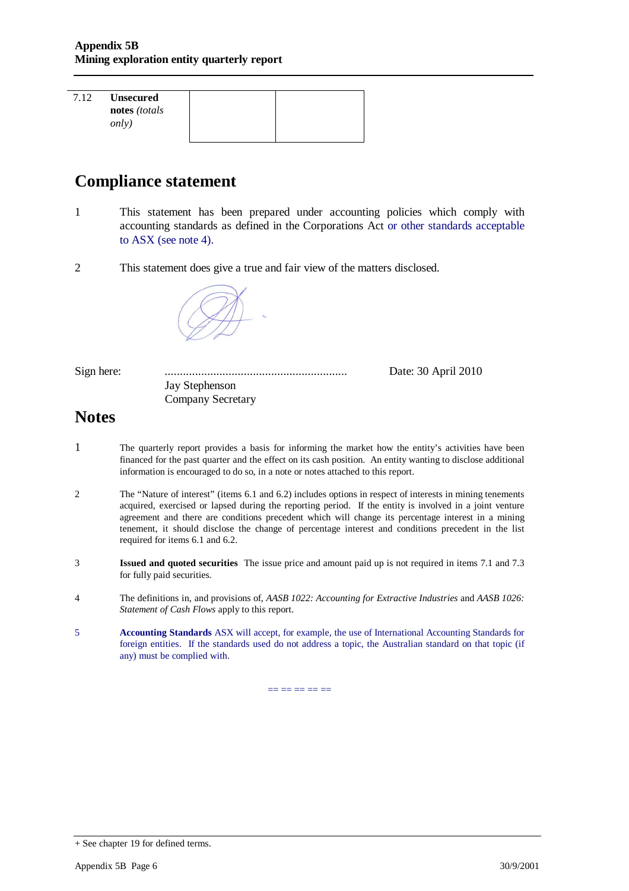| | | | |
|---|---|---|---|
| 7.12 | **Unsecured notes** *(totals only)* | | |

## Compliance statement

1. This statement has been prepared under accounting policies which comply with accounting standards as defined in the Corporations Act or other standards acceptable to ASX (see note 4).

2. This statement does give a true and fair view of the matters disclosed.

Sign here: ............................................................ Date: 30 April 2010

Jay Stephenson
Company Secretary

## Notes

1. The quarterly report provides a basis for informing the market how the entity's activities have been financed for the past quarter and the effect on its cash position. An entity wanting to disclose additional information is encouraged to do so, in a note or notes attached to this report.

2. The "Nature of interest" (items 6.1 and 6.2) includes options in respect of interests in mining tenements acquired, exercised or lapsed during the reporting period. If the entity is involved in a joint venture agreement and there are conditions precedent which will change its percentage interest in a mining tenement, it should disclose the change of percentage interest and conditions precedent in the list required for items 6.1 and 6.2.

3. **Issued and quoted securities** The issue price and amount paid up is not required in items 7.1 and 7.3 for fully paid securities.

4. The definitions in, and provisions of, *AASB 1022: Accounting for Extractive Industries* and *AASB 1026: Statement of Cash Flows* apply to this report.

5. **Accounting Standards** ASX will accept, for example, the use of International Accounting Standards for foreign entities. If the standards used do not address a topic, the Australian standard on that topic (if any) must be complied with.

== == == == ==

+ See chapter 19 for defined terms.